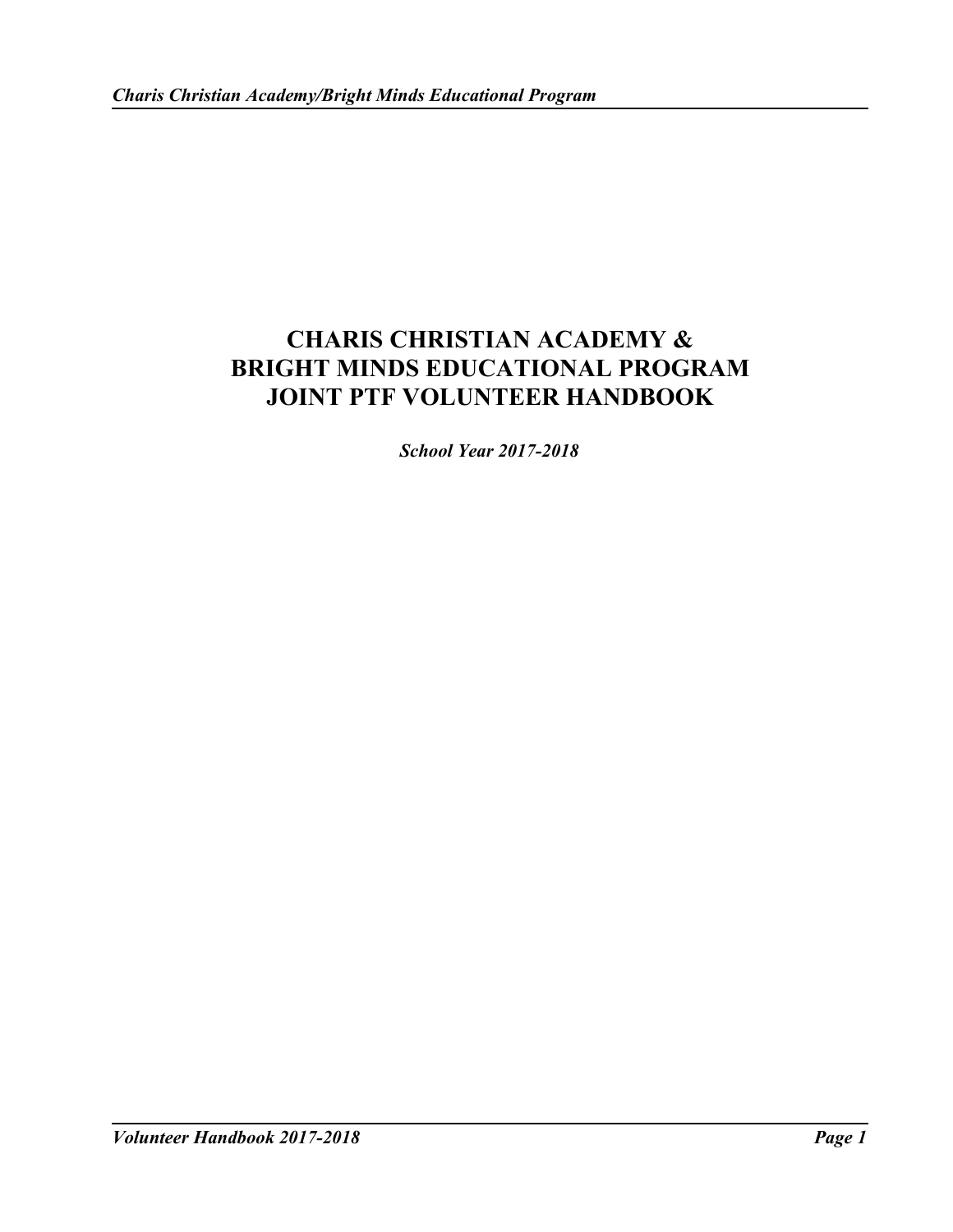# CHARIS CHRISTIAN ACADEMY & BRIGHT MINDS EDUCATIONAL PROGRAM JOINT PTF VOLUNTEER HANDBOOK

***School Year 2017-2018***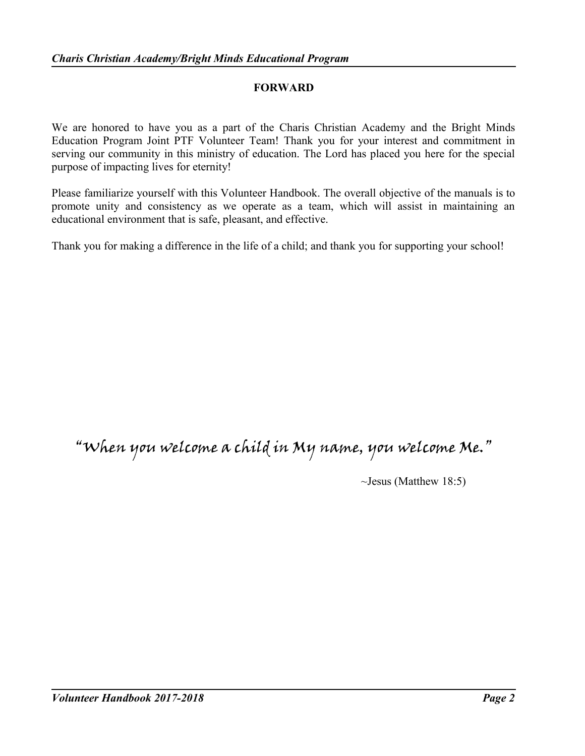## FORWARD

We are honored to have you as a part of the Charis Christian Academy and the Bright Minds Education Program Joint PTF Volunteer Team! Thank you for your interest and commitment in serving our community in this ministry of education. The Lord has placed you here for the special purpose of impacting lives for eternity!

Please familiarize yourself with this Volunteer Handbook. The overall objective of the manuals is to promote unity and consistency as we operate as a team, which will assist in maintaining an educational environment that is safe, pleasant, and effective.

Thank you for making a difference in the life of a child; and thank you for supporting your school!

*"When you welcome a child in My name, you welcome Me."*

~Jesus (Matthew 18:5)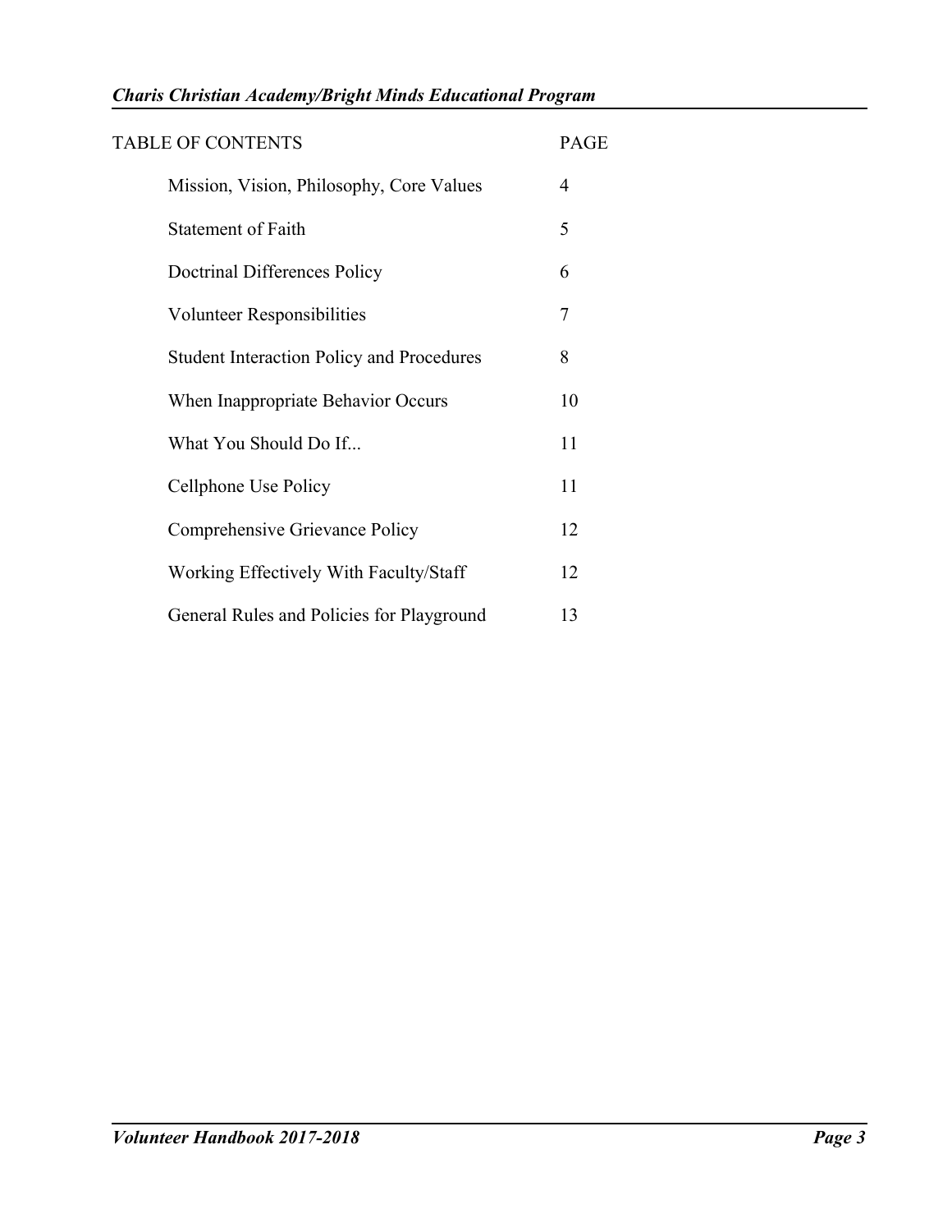| TABLE OF CONTENTS | PAGE |
| --- | --- |
| Mission, Vision, Philosophy, Core Values | 4 |
| Statement of Faith | 5 |
| Doctrinal Differences Policy | 6 |
| Volunteer Responsibilities | 7 |
| Student Interaction Policy and Procedures | 8 |
| When Inappropriate Behavior Occurs | 10 |
| What You Should Do If... | 11 |
| Cellphone Use Policy | 11 |
| Comprehensive Grievance Policy | 12 |
| Working Effectively With Faculty/Staff | 12 |
| General Rules and Policies for Playground | 13 |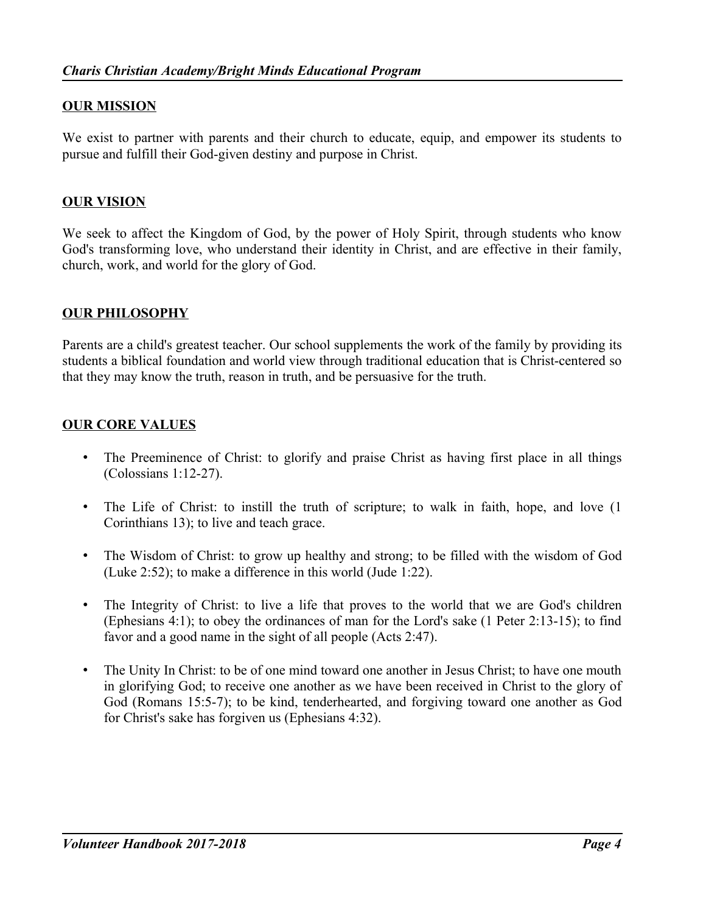## OUR MISSION

We exist to partner with parents and their church to educate, equip, and empower its students to pursue and fulfill their God-given destiny and purpose in Christ.

## OUR VISION

We seek to affect the Kingdom of God, by the power of Holy Spirit, through students who know God's transforming love, who understand their identity in Christ, and are effective in their family, church, work, and world for the glory of God.

## OUR PHILOSOPHY

Parents are a child's greatest teacher. Our school supplements the work of the family by providing its students a biblical foundation and world view through traditional education that is Christ-centered so that they may know the truth, reason in truth, and be persuasive for the truth.

## OUR CORE VALUES

- The Preeminence of Christ: to glorify and praise Christ as having first place in all things (Colossians 1:12-27).
- The Life of Christ: to instill the truth of scripture; to walk in faith, hope, and love (1 Corinthians 13); to live and teach grace.
- The Wisdom of Christ: to grow up healthy and strong; to be filled with the wisdom of God (Luke 2:52); to make a difference in this world (Jude 1:22).
- The Integrity of Christ: to live a life that proves to the world that we are God's children (Ephesians 4:1); to obey the ordinances of man for the Lord's sake (1 Peter 2:13-15); to find favor and a good name in the sight of all people (Acts 2:47).
- The Unity In Christ: to be of one mind toward one another in Jesus Christ; to have one mouth in glorifying God; to receive one another as we have been received in Christ to the glory of God (Romans 15:5-7); to be kind, tenderhearted, and forgiving toward one another as God for Christ's sake has forgiven us (Ephesians 4:32).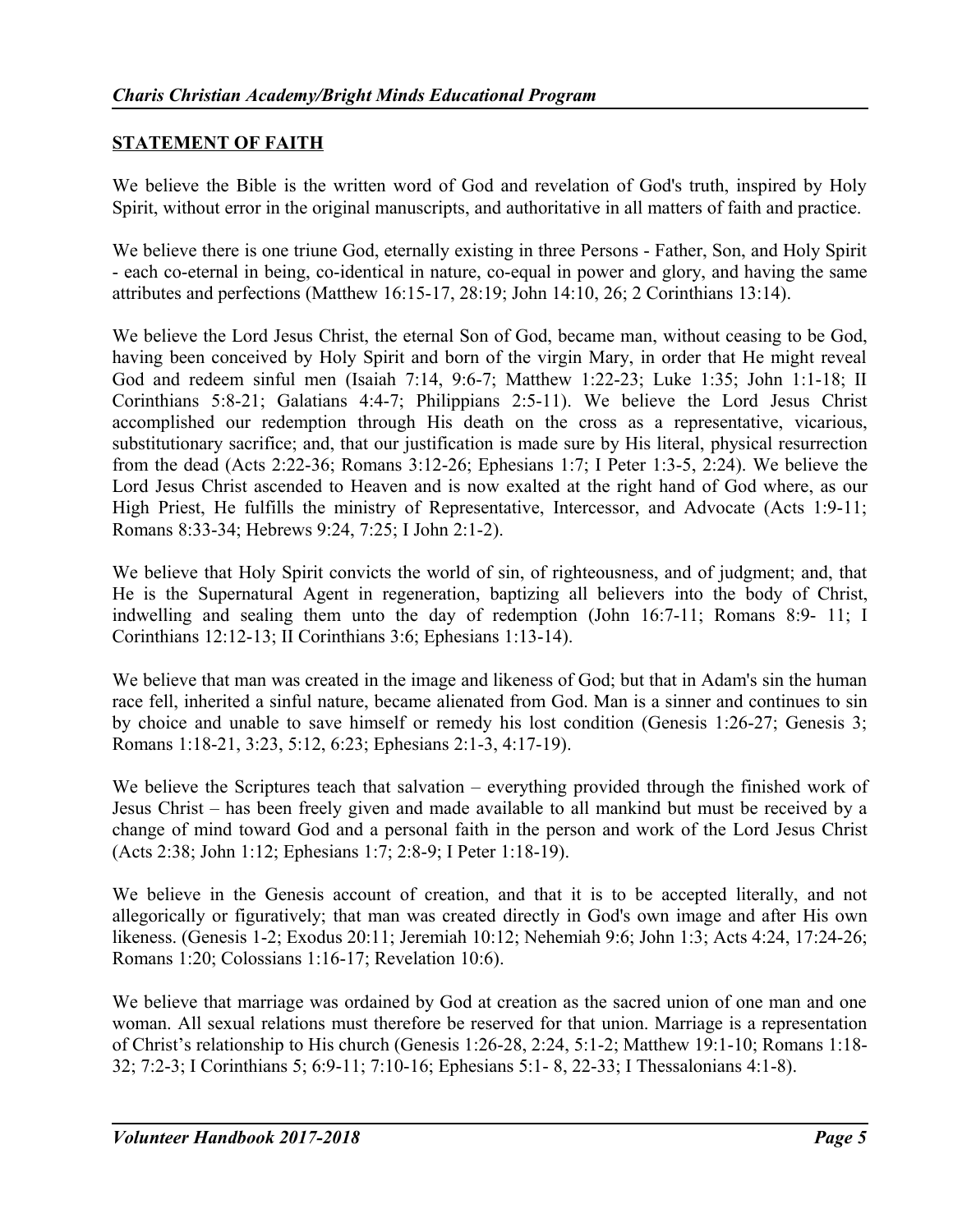## **STATEMENT OF FAITH**

We believe the Bible is the written word of God and revelation of God's truth, inspired by Holy Spirit, without error in the original manuscripts, and authoritative in all matters of faith and practice.

We believe there is one triune God, eternally existing in three Persons - Father, Son, and Holy Spirit - each co-eternal in being, co-identical in nature, co-equal in power and glory, and having the same attributes and perfections (Matthew 16:15-17, 28:19; John 14:10, 26; 2 Corinthians 13:14).

We believe the Lord Jesus Christ, the eternal Son of God, became man, without ceasing to be God, having been conceived by Holy Spirit and born of the virgin Mary, in order that He might reveal God and redeem sinful men (Isaiah 7:14, 9:6-7; Matthew 1:22-23; Luke 1:35; John 1:1-18; II Corinthians 5:8-21; Galatians 4:4-7; Philippians 2:5-11). We believe the Lord Jesus Christ accomplished our redemption through His death on the cross as a representative, vicarious, substitutionary sacrifice; and, that our justification is made sure by His literal, physical resurrection from the dead (Acts 2:22-36; Romans 3:12-26; Ephesians 1:7; I Peter 1:3-5, 2:24). We believe the Lord Jesus Christ ascended to Heaven and is now exalted at the right hand of God where, as our High Priest, He fulfills the ministry of Representative, Intercessor, and Advocate (Acts 1:9-11; Romans 8:33-34; Hebrews 9:24, 7:25; I John 2:1-2).

We believe that Holy Spirit convicts the world of sin, of righteousness, and of judgment; and, that He is the Supernatural Agent in regeneration, baptizing all believers into the body of Christ, indwelling and sealing them unto the day of redemption (John 16:7-11; Romans 8:9- 11; I Corinthians 12:12-13; II Corinthians 3:6; Ephesians 1:13-14).

We believe that man was created in the image and likeness of God; but that in Adam's sin the human race fell, inherited a sinful nature, became alienated from God. Man is a sinner and continues to sin by choice and unable to save himself or remedy his lost condition (Genesis 1:26-27; Genesis 3; Romans 1:18-21, 3:23, 5:12, 6:23; Ephesians 2:1-3, 4:17-19).

We believe the Scriptures teach that salvation – everything provided through the finished work of Jesus Christ – has been freely given and made available to all mankind but must be received by a change of mind toward God and a personal faith in the person and work of the Lord Jesus Christ (Acts 2:38; John 1:12; Ephesians 1:7; 2:8-9; I Peter 1:18-19).

We believe in the Genesis account of creation, and that it is to be accepted literally, and not allegorically or figuratively; that man was created directly in God's own image and after His own likeness. (Genesis 1-2; Exodus 20:11; Jeremiah 10:12; Nehemiah 9:6; John 1:3; Acts 4:24, 17:24-26; Romans 1:20; Colossians 1:16-17; Revelation 10:6).

We believe that marriage was ordained by God at creation as the sacred union of one man and one woman. All sexual relations must therefore be reserved for that union. Marriage is a representation of Christ's relationship to His church (Genesis 1:26-28, 2:24, 5:1-2; Matthew 19:1-10; Romans 1:18-32; 7:2-3; I Corinthians 5; 6:9-11; 7:10-16; Ephesians 5:1- 8, 22-33; I Thessalonians 4:1-8).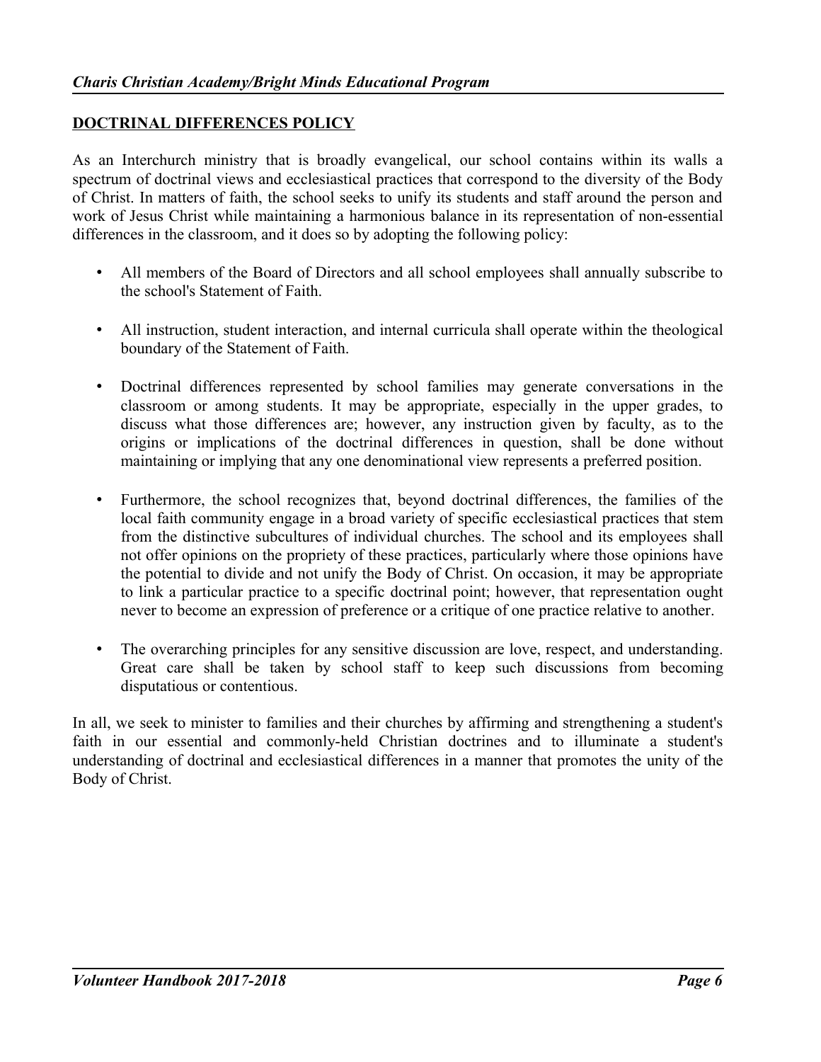## DOCTRINAL DIFFERENCES POLICY

As an Interchurch ministry that is broadly evangelical, our school contains within its walls a spectrum of doctrinal views and ecclesiastical practices that correspond to the diversity of the Body of Christ. In matters of faith, the school seeks to unify its students and staff around the person and work of Jesus Christ while maintaining a harmonious balance in its representation of non-essential differences in the classroom, and it does so by adopting the following policy:

- All members of the Board of Directors and all school employees shall annually subscribe to the school's Statement of Faith.
- All instruction, student interaction, and internal curricula shall operate within the theological boundary of the Statement of Faith.
- Doctrinal differences represented by school families may generate conversations in the classroom or among students. It may be appropriate, especially in the upper grades, to discuss what those differences are; however, any instruction given by faculty, as to the origins or implications of the doctrinal differences in question, shall be done without maintaining or implying that any one denominational view represents a preferred position.
- Furthermore, the school recognizes that, beyond doctrinal differences, the families of the local faith community engage in a broad variety of specific ecclesiastical practices that stem from the distinctive subcultures of individual churches. The school and its employees shall not offer opinions on the propriety of these practices, particularly where those opinions have the potential to divide and not unify the Body of Christ. On occasion, it may be appropriate to link a particular practice to a specific doctrinal point; however, that representation ought never to become an expression of preference or a critique of one practice relative to another.
- The overarching principles for any sensitive discussion are love, respect, and understanding. Great care shall be taken by school staff to keep such discussions from becoming disputatious or contentious.

In all, we seek to minister to families and their churches by affirming and strengthening a student's faith in our essential and commonly-held Christian doctrines and to illuminate a student's understanding of doctrinal and ecclesiastical differences in a manner that promotes the unity of the Body of Christ.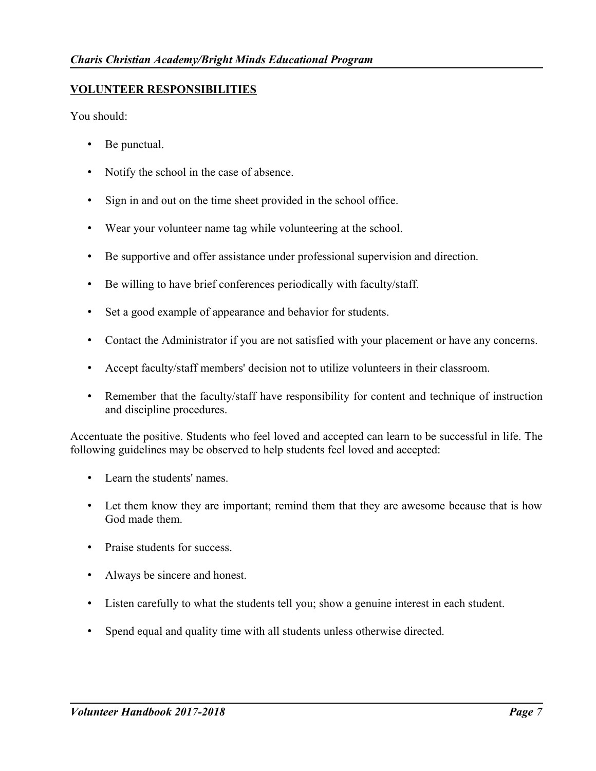## VOLUNTEER RESPONSIBILITIES

You should:

- Be punctual.
- Notify the school in the case of absence.
- Sign in and out on the time sheet provided in the school office.
- Wear your volunteer name tag while volunteering at the school.
- Be supportive and offer assistance under professional supervision and direction.
- Be willing to have brief conferences periodically with faculty/staff.
- Set a good example of appearance and behavior for students.
- Contact the Administrator if you are not satisfied with your placement or have any concerns.
- Accept faculty/staff members' decision not to utilize volunteers in their classroom.
- Remember that the faculty/staff have responsibility for content and technique of instruction and discipline procedures.

Accentuate the positive. Students who feel loved and accepted can learn to be successful in life. The following guidelines may be observed to help students feel loved and accepted:

- Learn the students' names.
- Let them know they are important; remind them that they are awesome because that is how God made them.
- Praise students for success.
- Always be sincere and honest.
- Listen carefully to what the students tell you; show a genuine interest in each student.
- Spend equal and quality time with all students unless otherwise directed.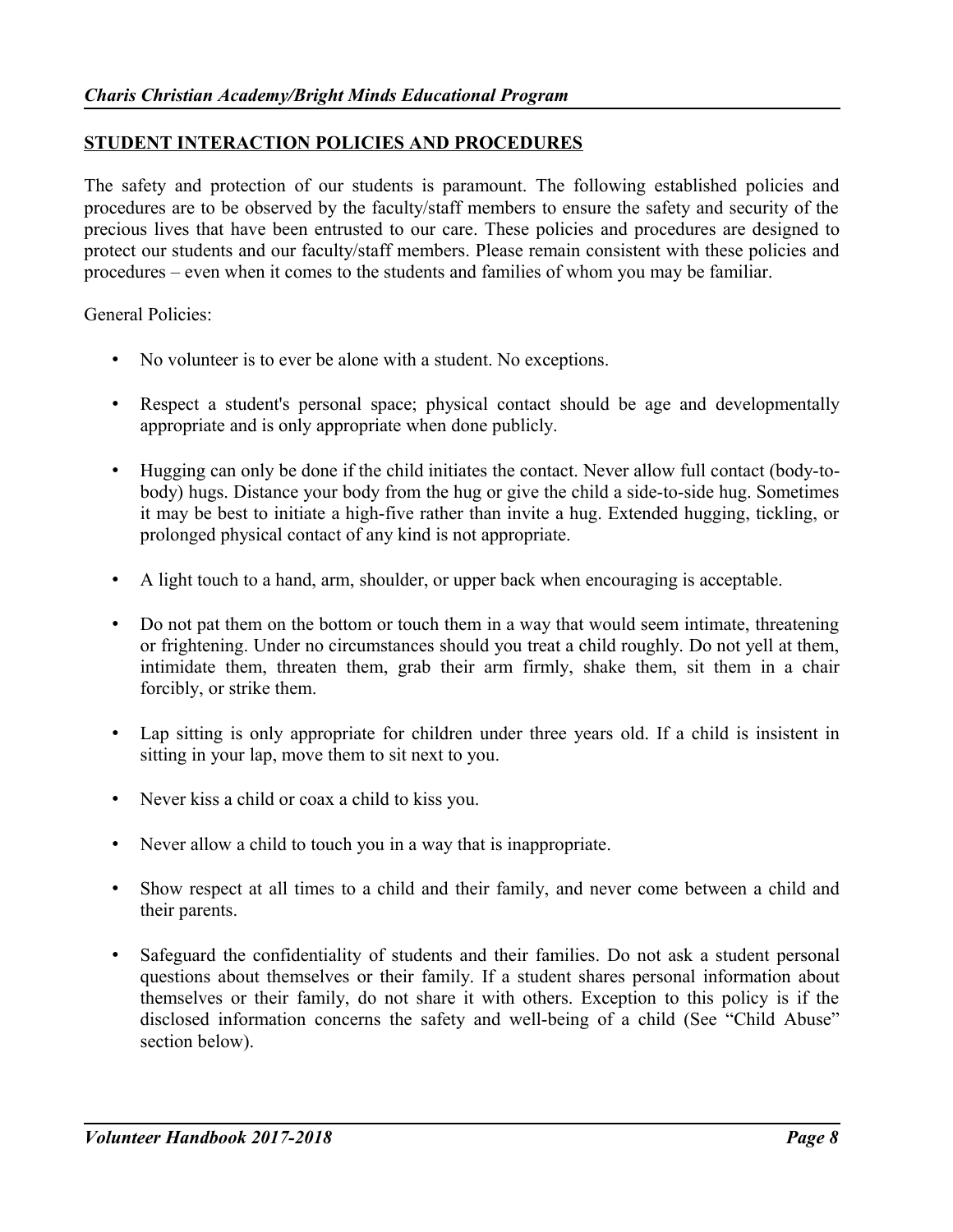## STUDENT INTERACTION POLICIES AND PROCEDURES

The safety and protection of our students is paramount. The following established policies and procedures are to be observed by the faculty/staff members to ensure the safety and security of the precious lives that have been entrusted to our care. These policies and procedures are designed to protect our students and our faculty/staff members. Please remain consistent with these policies and procedures – even when it comes to the students and families of whom you may be familiar.

General Policies:

- No volunteer is to ever be alone with a student. No exceptions.
- Respect a student's personal space; physical contact should be age and developmentally appropriate and is only appropriate when done publicly.
- Hugging can only be done if the child initiates the contact. Never allow full contact (body-to-body) hugs. Distance your body from the hug or give the child a side-to-side hug. Sometimes it may be best to initiate a high-five rather than invite a hug. Extended hugging, tickling, or prolonged physical contact of any kind is not appropriate.
- A light touch to a hand, arm, shoulder, or upper back when encouraging is acceptable.
- Do not pat them on the bottom or touch them in a way that would seem intimate, threatening or frightening. Under no circumstances should you treat a child roughly. Do not yell at them, intimidate them, threaten them, grab their arm firmly, shake them, sit them in a chair forcibly, or strike them.
- Lap sitting is only appropriate for children under three years old. If a child is insistent in sitting in your lap, move them to sit next to you.
- Never kiss a child or coax a child to kiss you.
- Never allow a child to touch you in a way that is inappropriate.
- Show respect at all times to a child and their family, and never come between a child and their parents.
- Safeguard the confidentiality of students and their families. Do not ask a student personal questions about themselves or their family. If a student shares personal information about themselves or their family, do not share it with others. Exception to this policy is if the disclosed information concerns the safety and well-being of a child (See "Child Abuse" section below).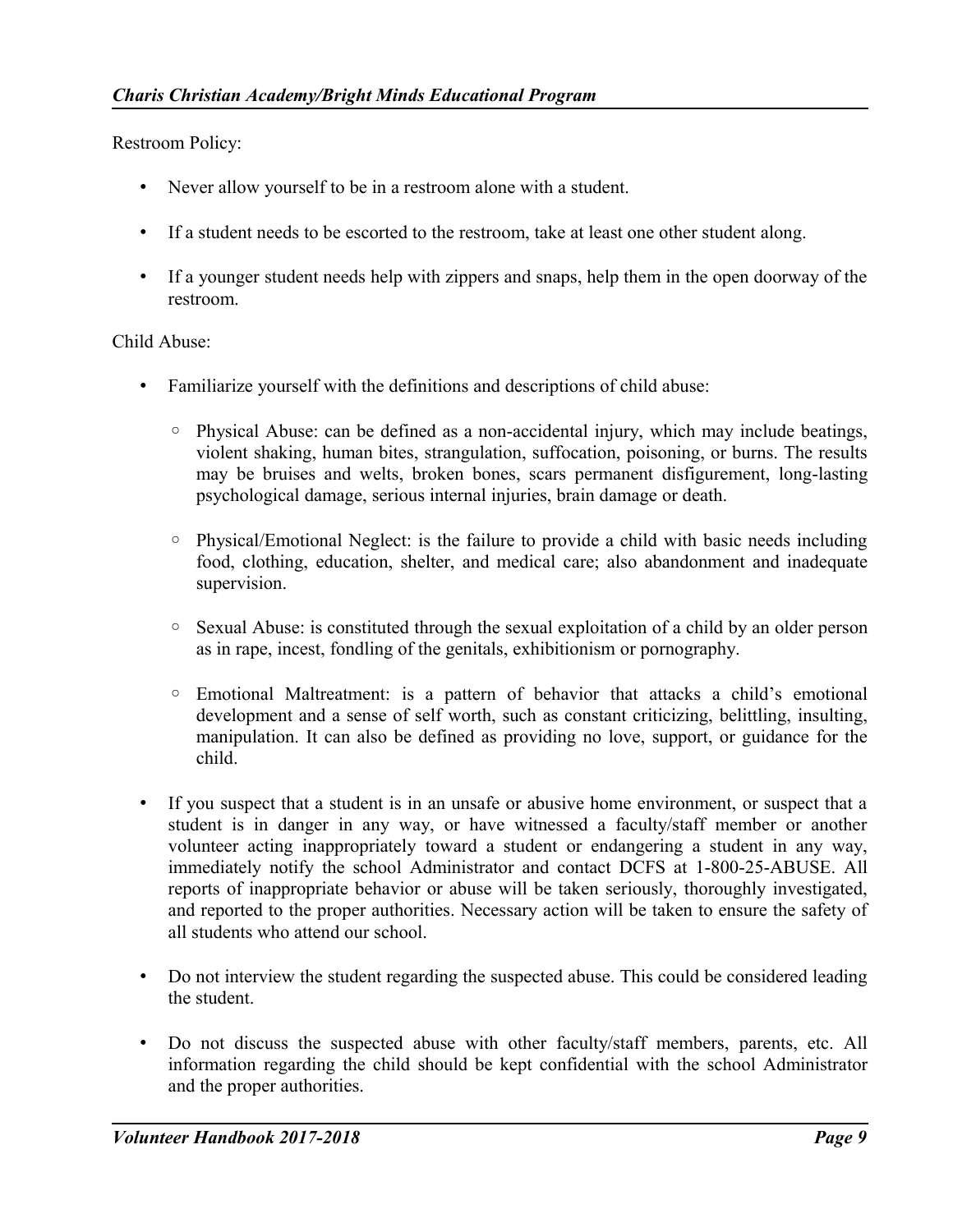Restroom Policy:

- Never allow yourself to be in a restroom alone with a student.
- If a student needs to be escorted to the restroom, take at least one other student along.
- If a younger student needs help with zippers and snaps, help them in the open doorway of the restroom.

Child Abuse:

- Familiarize yourself with the definitions and descriptions of child abuse:
    - Physical Abuse: can be defined as a non-accidental injury, which may include beatings, violent shaking, human bites, strangulation, suffocation, poisoning, or burns. The results may be bruises and welts, broken bones, scars permanent disfigurement, long-lasting psychological damage, serious internal injuries, brain damage or death.
    - Physical/Emotional Neglect: is the failure to provide a child with basic needs including food, clothing, education, shelter, and medical care; also abandonment and inadequate supervision.
    - Sexual Abuse: is constituted through the sexual exploitation of a child by an older person as in rape, incest, fondling of the genitals, exhibitionism or pornography.
    - Emotional Maltreatment: is a pattern of behavior that attacks a child's emotional development and a sense of self worth, such as constant criticizing, belittling, insulting, manipulation. It can also be defined as providing no love, support, or guidance for the child.
- If you suspect that a student is in an unsafe or abusive home environment, or suspect that a student is in danger in any way, or have witnessed a faculty/staff member or another volunteer acting inappropriately toward a student or endangering a student in any way, immediately notify the school Administrator and contact DCFS at 1-800-25-ABUSE. All reports of inappropriate behavior or abuse will be taken seriously, thoroughly investigated, and reported to the proper authorities. Necessary action will be taken to ensure the safety of all students who attend our school.
- Do not interview the student regarding the suspected abuse. This could be considered leading the student.
- Do not discuss the suspected abuse with other faculty/staff members, parents, etc. All information regarding the child should be kept confidential with the school Administrator and the proper authorities.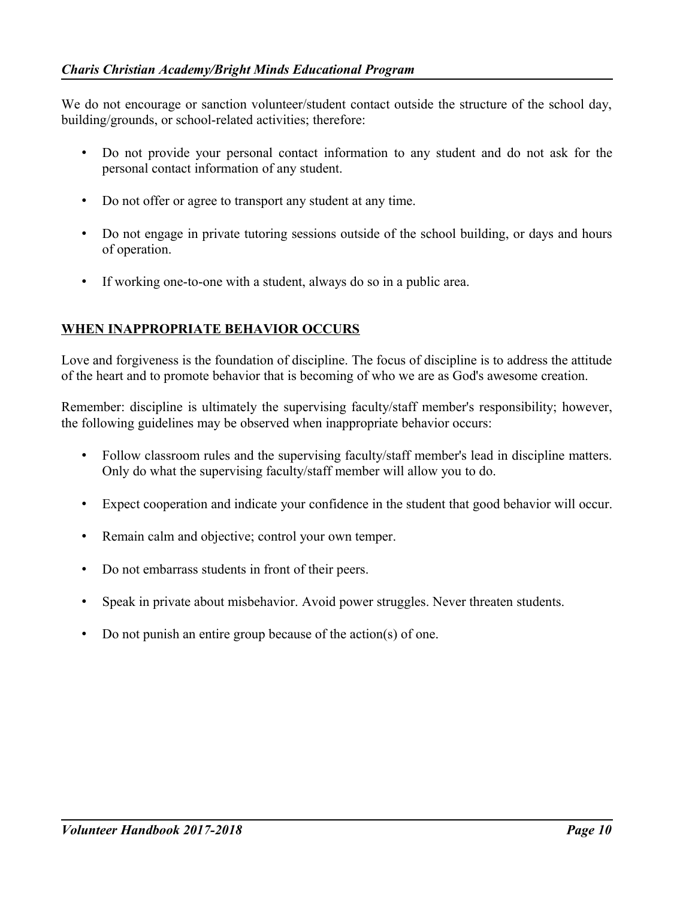We do not encourage or sanction volunteer/student contact outside the structure of the school day, building/grounds, or school-related activities; therefore:

- Do not provide your personal contact information to any student and do not ask for the personal contact information of any student.
- Do not offer or agree to transport any student at any time.
- Do not engage in private tutoring sessions outside of the school building, or days and hours of operation.
- If working one-to-one with a student, always do so in a public area.

## WHEN INAPPROPRIATE BEHAVIOR OCCURS

Love and forgiveness is the foundation of discipline. The focus of discipline is to address the attitude of the heart and to promote behavior that is becoming of who we are as God's awesome creation.

Remember: discipline is ultimately the supervising faculty/staff member's responsibility; however, the following guidelines may be observed when inappropriate behavior occurs:

- Follow classroom rules and the supervising faculty/staff member's lead in discipline matters. Only do what the supervising faculty/staff member will allow you to do.
- Expect cooperation and indicate your confidence in the student that good behavior will occur.
- Remain calm and objective; control your own temper.
- Do not embarrass students in front of their peers.
- Speak in private about misbehavior. Avoid power struggles. Never threaten students.
- Do not punish an entire group because of the action(s) of one.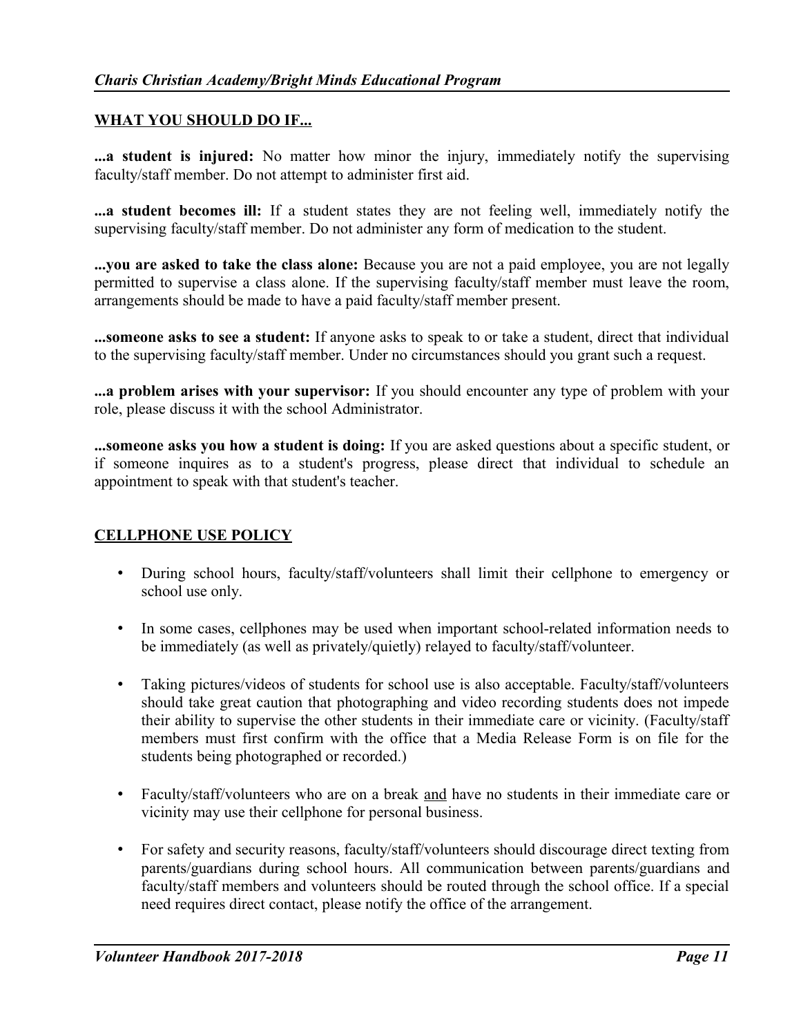## WHAT YOU SHOULD DO IF...

**...a student is injured:** No matter how minor the injury, immediately notify the supervising faculty/staff member. Do not attempt to administer first aid.

**...a student becomes ill:** If a student states they are not feeling well, immediately notify the supervising faculty/staff member. Do not administer any form of medication to the student.

**...you are asked to take the class alone:** Because you are not a paid employee, you are not legally permitted to supervise a class alone. If the supervising faculty/staff member must leave the room, arrangements should be made to have a paid faculty/staff member present.

**...someone asks to see a student:** If anyone asks to speak to or take a student, direct that individual to the supervising faculty/staff member. Under no circumstances should you grant such a request.

**...a problem arises with your supervisor:** If you should encounter any type of problem with your role, please discuss it with the school Administrator.

**...someone asks you how a student is doing:** If you are asked questions about a specific student, or if someone inquires as to a student's progress, please direct that individual to schedule an appointment to speak with that student's teacher.

## CELLPHONE USE POLICY

- During school hours, faculty/staff/volunteers shall limit their cellphone to emergency or school use only.
- In some cases, cellphones may be used when important school-related information needs to be immediately (as well as privately/quietly) relayed to faculty/staff/volunteer.
- Taking pictures/videos of students for school use is also acceptable. Faculty/staff/volunteers should take great caution that photographing and video recording students does not impede their ability to supervise the other students in their immediate care or vicinity. (Faculty/staff members must first confirm with the office that a Media Release Form is on file for the students being photographed or recorded.)
- Faculty/staff/volunteers who are on a break and have no students in their immediate care or vicinity may use their cellphone for personal business.
- For safety and security reasons, faculty/staff/volunteers should discourage direct texting from parents/guardians during school hours. All communication between parents/guardians and faculty/staff members and volunteers should be routed through the school office. If a special need requires direct contact, please notify the office of the arrangement.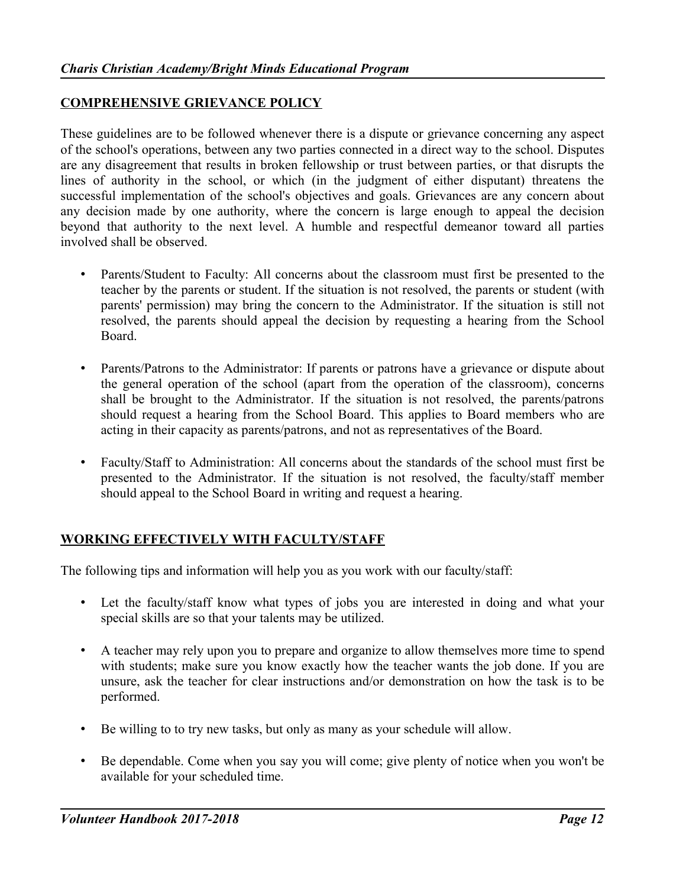## COMPREHENSIVE GRIEVANCE POLICY

These guidelines are to be followed whenever there is a dispute or grievance concerning any aspect of the school's operations, between any two parties connected in a direct way to the school. Disputes are any disagreement that results in broken fellowship or trust between parties, or that disrupts the lines of authority in the school, or which (in the judgment of either disputant) threatens the successful implementation of the school's objectives and goals. Grievances are any concern about any decision made by one authority, where the concern is large enough to appeal the decision beyond that authority to the next level. A humble and respectful demeanor toward all parties involved shall be observed.

- Parents/Student to Faculty: All concerns about the classroom must first be presented to the teacher by the parents or student. If the situation is not resolved, the parents or student (with parents' permission) may bring the concern to the Administrator. If the situation is still not resolved, the parents should appeal the decision by requesting a hearing from the School Board.
- Parents/Patrons to the Administrator: If parents or patrons have a grievance or dispute about the general operation of the school (apart from the operation of the classroom), concerns shall be brought to the Administrator. If the situation is not resolved, the parents/patrons should request a hearing from the School Board. This applies to Board members who are acting in their capacity as parents/patrons, and not as representatives of the Board.
- Faculty/Staff to Administration: All concerns about the standards of the school must first be presented to the Administrator. If the situation is not resolved, the faculty/staff member should appeal to the School Board in writing and request a hearing.

## WORKING EFFECTIVELY WITH FACULTY/STAFF

The following tips and information will help you as you work with our faculty/staff:

- Let the faculty/staff know what types of jobs you are interested in doing and what your special skills are so that your talents may be utilized.
- A teacher may rely upon you to prepare and organize to allow themselves more time to spend with students; make sure you know exactly how the teacher wants the job done. If you are unsure, ask the teacher for clear instructions and/or demonstration on how the task is to be performed.
- Be willing to to try new tasks, but only as many as your schedule will allow.
- Be dependable. Come when you say you will come; give plenty of notice when you won't be available for your scheduled time.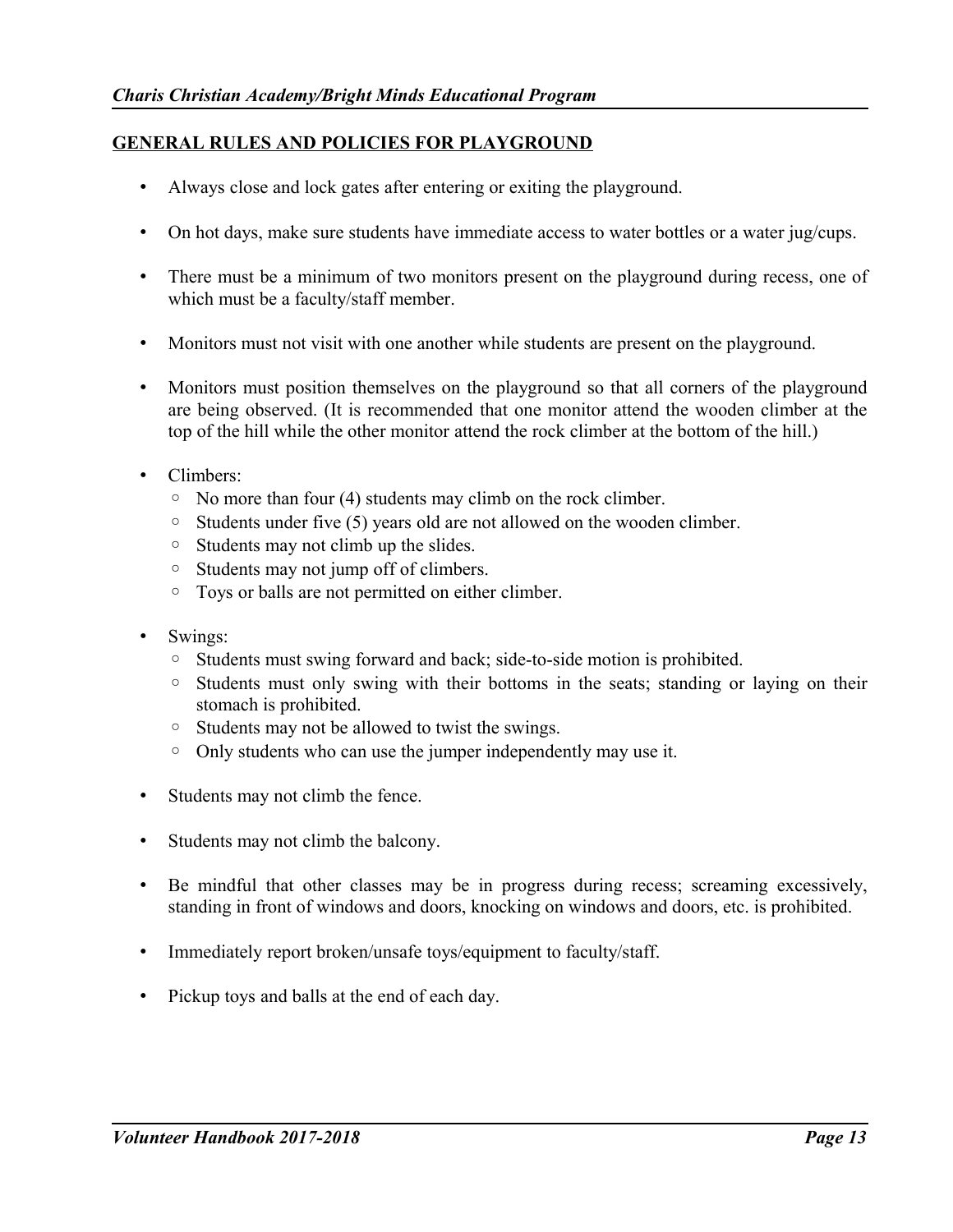## GENERAL RULES AND POLICIES FOR PLAYGROUND

- Always close and lock gates after entering or exiting the playground.
- On hot days, make sure students have immediate access to water bottles or a water jug/cups.
- There must be a minimum of two monitors present on the playground during recess, one of which must be a faculty/staff member.
- Monitors must not visit with one another while students are present on the playground.
- Monitors must position themselves on the playground so that all corners of the playground are being observed. (It is recommended that one monitor attend the wooden climber at the top of the hill while the other monitor attend the rock climber at the bottom of the hill.)
- Climbers:
  - No more than four (4) students may climb on the rock climber.
  - Students under five (5) years old are not allowed on the wooden climber.
  - Students may not climb up the slides.
  - Students may not jump off of climbers.
  - Toys or balls are not permitted on either climber.
- Swings:
  - Students must swing forward and back; side-to-side motion is prohibited.
  - Students must only swing with their bottoms in the seats; standing or laying on their stomach is prohibited.
  - Students may not be allowed to twist the swings.
  - Only students who can use the jumper independently may use it.
- Students may not climb the fence.
- Students may not climb the balcony.
- Be mindful that other classes may be in progress during recess; screaming excessively, standing in front of windows and doors, knocking on windows and doors, etc. is prohibited.
- Immediately report broken/unsafe toys/equipment to faculty/staff.
- Pickup toys and balls at the end of each day.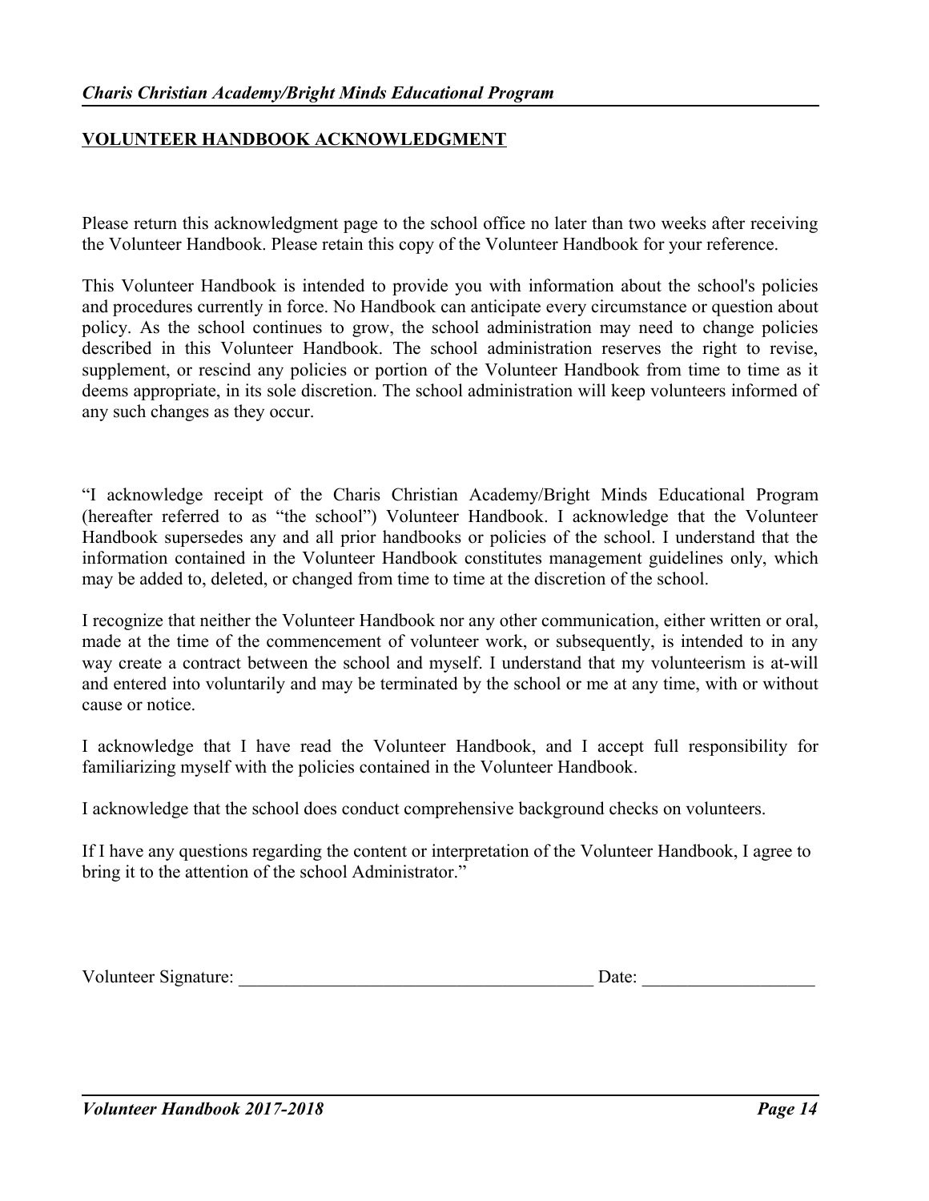## VOLUNTEER HANDBOOK ACKNOWLEDGMENT

Please return this acknowledgment page to the school office no later than two weeks after receiving the Volunteer Handbook. Please retain this copy of the Volunteer Handbook for your reference.

This Volunteer Handbook is intended to provide you with information about the school's policies and procedures currently in force. No Handbook can anticipate every circumstance or question about policy. As the school continues to grow, the school administration may need to change policies described in this Volunteer Handbook. The school administration reserves the right to revise, supplement, or rescind any policies or portion of the Volunteer Handbook from time to time as it deems appropriate, in its sole discretion. The school administration will keep volunteers informed of any such changes as they occur.

"I acknowledge receipt of the Charis Christian Academy/Bright Minds Educational Program (hereafter referred to as "the school") Volunteer Handbook. I acknowledge that the Volunteer Handbook supersedes any and all prior handbooks or policies of the school. I understand that the information contained in the Volunteer Handbook constitutes management guidelines only, which may be added to, deleted, or changed from time to time at the discretion of the school.

I recognize that neither the Volunteer Handbook nor any other communication, either written or oral, made at the time of the commencement of volunteer work, or subsequently, is intended to in any way create a contract between the school and myself. I understand that my volunteerism is at-will and entered into voluntarily and may be terminated by the school or me at any time, with or without cause or notice.

I acknowledge that I have read the Volunteer Handbook, and I accept full responsibility for familiarizing myself with the policies contained in the Volunteer Handbook.

I acknowledge that the school does conduct comprehensive background checks on volunteers.

If I have any questions regarding the content or interpretation of the Volunteer Handbook, I agree to bring it to the attention of the school Administrator."

Volunteer Signature: _______________________________________ Date: ___________________